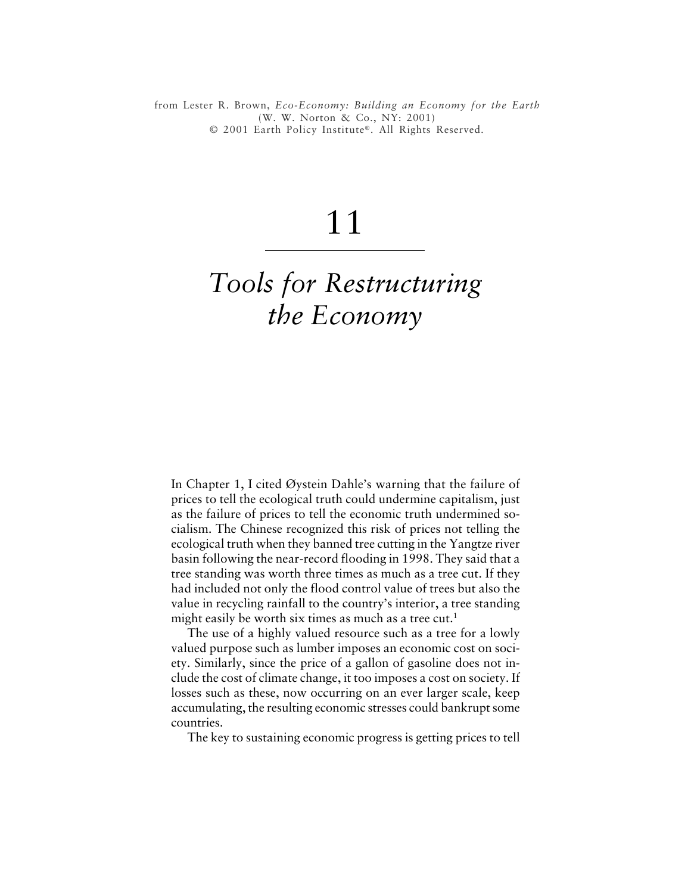from Lester R. Brown, *Eco-Economy: Building an Economy for the Earth* (W. W. Norton & Co., NY: 2001) © 2001 Earth Policy Institute®. All Rights Reserved.

# 11

# *Tools for Restructuring the Economy*

In Chapter 1, I cited Øystein Dahle's warning that the failure of prices to tell the ecological truth could undermine capitalism, just as the failure of prices to tell the economic truth undermined socialism. The Chinese recognized this risk of prices not telling the ecological truth when they banned tree cutting in the Yangtze river basin following the near-record flooding in 1998. They said that a tree standing was worth three times as much as a tree cut. If they had included not only the flood control value of trees but also the value in recycling rainfall to the country's interior, a tree standing might easily be worth six times as much as a tree cut.[1]

The use of a highly valued resource such as a tree for a lowly valued purpose such as lumber imposes an economic cost on society. Similarly, since the price of a gallon of gasoline does not include the cost of climate change, it too imposes a cost on society. If losses such as these, now occurring on an ever larger scale, keep accumulating, the resulting economic stresses could bankrupt some countries.

The key to sustaining economic progress is getting prices to tell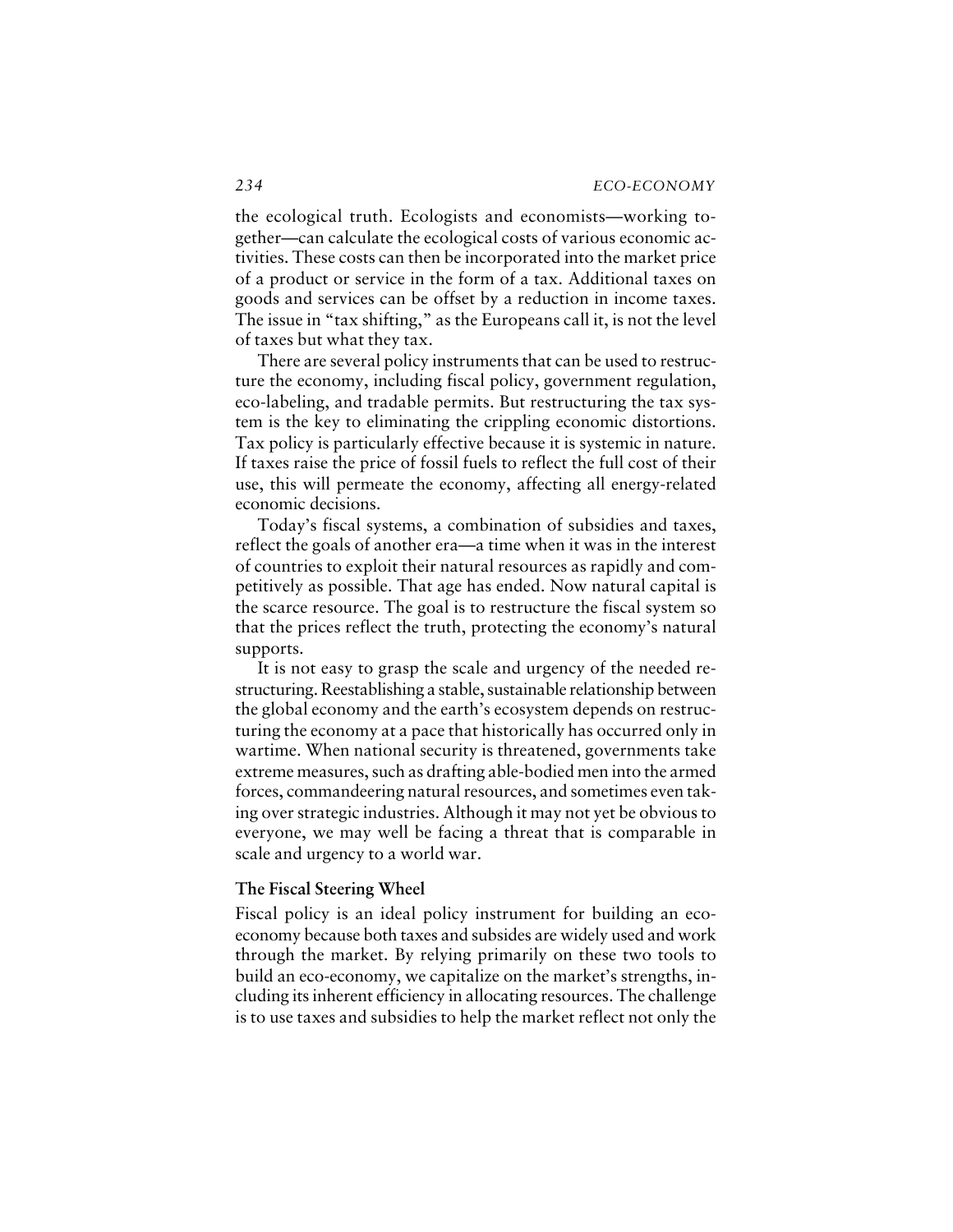the ecological truth. Ecologists and economists—working together—can calculate the ecological costs of various economic activities. These costs can then be incorporated into the market price of a product or service in the form of a tax. Additional taxes on goods and services can be offset by a reduction in income taxes. The issue in "tax shifting," as the Europeans call it, is not the level of taxes but what they tax.

There are several policy instruments that can be used to restructure the economy, including fiscal policy, government regulation, eco-labeling, and tradable permits. But restructuring the tax system is the key to eliminating the crippling economic distortions. Tax policy is particularly effective because it is systemic in nature. If taxes raise the price of fossil fuels to reflect the full cost of their use, this will permeate the economy, affecting all energy-related economic decisions.

Today's fiscal systems, a combination of subsidies and taxes, reflect the goals of another era—a time when it was in the interest of countries to exploit their natural resources as rapidly and competitively as possible. That age has ended. Now natural capital is the scarce resource. The goal is to restructure the fiscal system so that the prices reflect the truth, protecting the economy's natural supports.

It is not easy to grasp the scale and urgency of the needed restructuring. Reestablishing a stable, sustainable relationship between the global economy and the earth's ecosystem depends on restructuring the economy at a pace that historically has occurred only in wartime. When national security is threatened, governments take extreme measures, such as drafting able-bodied men into the armed forces, commandeering natural resources, and sometimes even taking over strategic industries. Although it may not yet be obvious to everyone, we may well be facing a threat that is comparable in scale and urgency to a world war.

### The Fiscal Steering Wheel

Fiscal policy is an ideal policy instrument for building an eco-economy because both taxes and subsides are widely used and work through the market. By relying primarily on these two tools to build an eco-economy, we capitalize on the market's strengths, including its inherent efficiency in allocating resources. The challenge is to use taxes and subsidies to help the market reflect not only the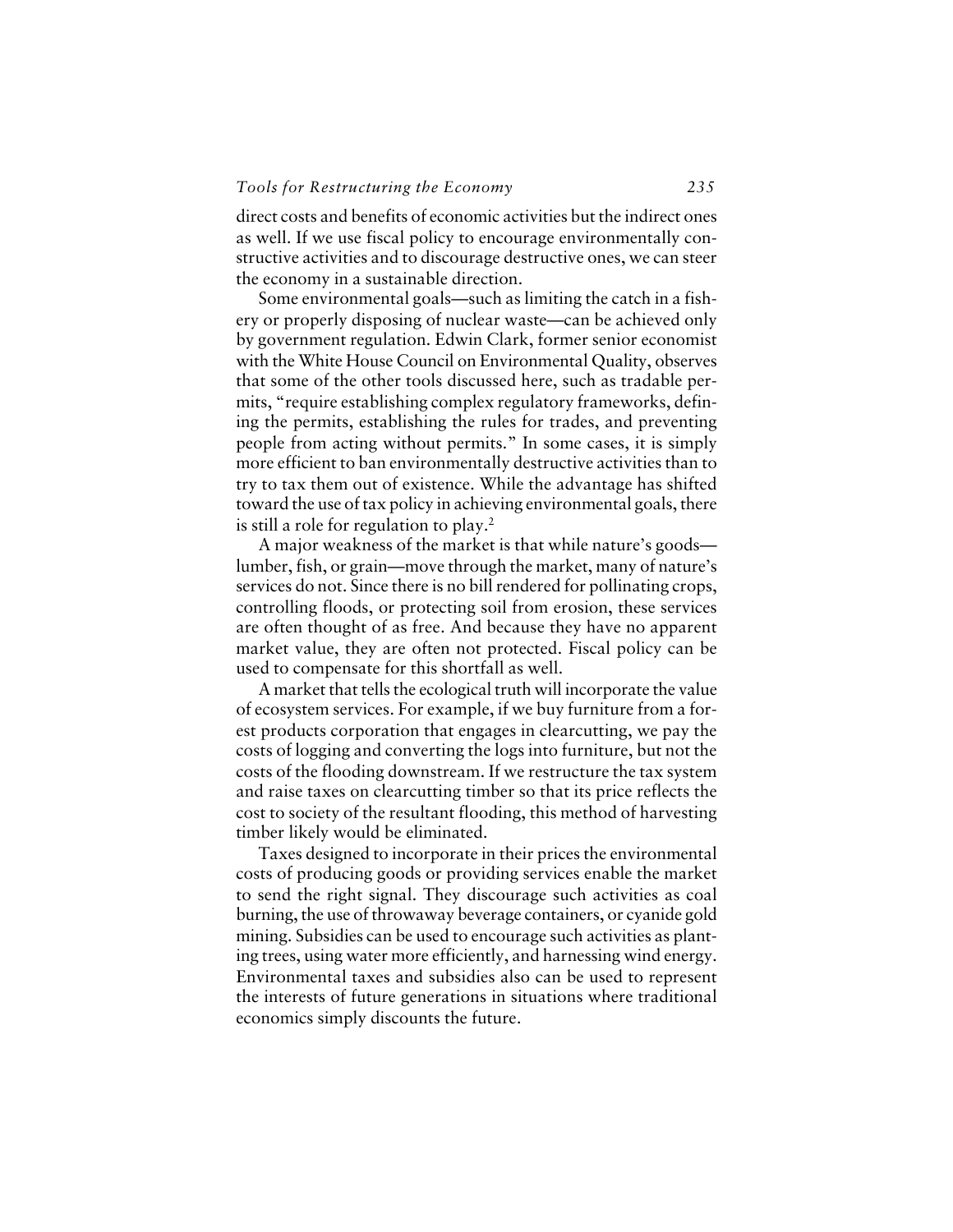direct costs and benefits of economic activities but the indirect ones as well. If we use fiscal policy to encourage environmentally constructive activities and to discourage destructive ones, we can steer the economy in a sustainable direction.

Some environmental goals—such as limiting the catch in a fishery or properly disposing of nuclear waste—can be achieved only by government regulation. Edwin Clark, former senior economist with the White House Council on Environmental Quality, observes that some of the other tools discussed here, such as tradable permits, "require establishing complex regulatory frameworks, defining the permits, establishing the rules for trades, and preventing people from acting without permits." In some cases, it is simply more efficient to ban environmentally destructive activities than to try to tax them out of existence. While the advantage has shifted toward the use of tax policy in achieving environmental goals, there is still a role for regulation to play.[2]

A major weakness of the market is that while nature's goods—lumber, fish, or grain—move through the market, many of nature's services do not. Since there is no bill rendered for pollinating crops, controlling floods, or protecting soil from erosion, these services are often thought of as free. And because they have no apparent market value, they are often not protected. Fiscal policy can be used to compensate for this shortfall as well.

A market that tells the ecological truth will incorporate the value of ecosystem services. For example, if we buy furniture from a forest products corporation that engages in clearcutting, we pay the costs of logging and converting the logs into furniture, but not the costs of the flooding downstream. If we restructure the tax system and raise taxes on clearcutting timber so that its price reflects the cost to society of the resultant flooding, this method of harvesting timber likely would be eliminated.

Taxes designed to incorporate in their prices the environmental costs of producing goods or providing services enable the market to send the right signal. They discourage such activities as coal burning, the use of throwaway beverage containers, or cyanide gold mining. Subsidies can be used to encourage such activities as planting trees, using water more efficiently, and harnessing wind energy. Environmental taxes and subsidies also can be used to represent the interests of future generations in situations where traditional economics simply discounts the future.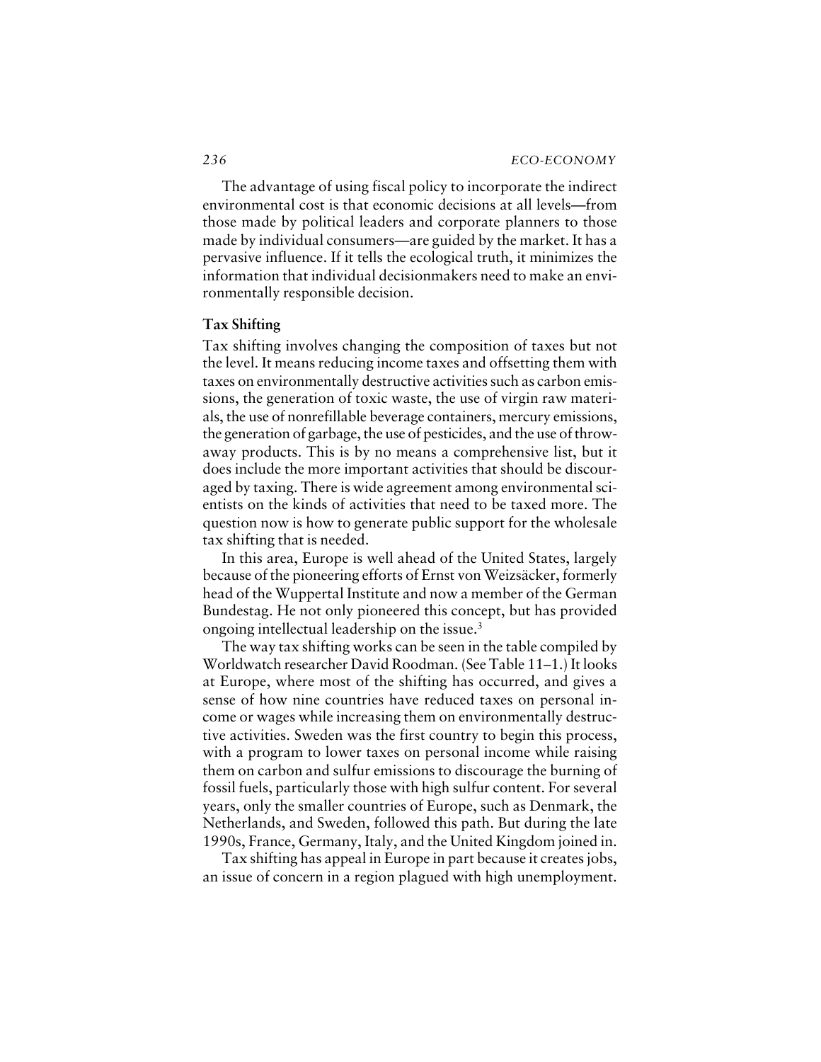The advantage of using fiscal policy to incorporate the indirect environmental cost is that economic decisions at all levels—from those made by political leaders and corporate planners to those made by individual consumers—are guided by the market. It has a pervasive influence. If it tells the ecological truth, it minimizes the information that individual decisionmakers need to make an environmentally responsible decision.

### Tax Shifting

Tax shifting involves changing the composition of taxes but not the level. It means reducing income taxes and offsetting them with taxes on environmentally destructive activities such as carbon emissions, the generation of toxic waste, the use of virgin raw materials, the use of nonrefillable beverage containers, mercury emissions, the generation of garbage, the use of pesticides, and the use of throwaway products. This is by no means a comprehensive list, but it does include the more important activities that should be discouraged by taxing. There is wide agreement among environmental scientists on the kinds of activities that need to be taxed more. The question now is how to generate public support for the wholesale tax shifting that is needed.

In this area, Europe is well ahead of the United States, largely because of the pioneering efforts of Ernst von Weizsäcker, formerly head of the Wuppertal Institute and now a member of the German Bundestag. He not only pioneered this concept, but has provided ongoing intellectual leadership on the issue.[3]

The way tax shifting works can be seen in the table compiled by Worldwatch researcher David Roodman. (See Table 11–1.) It looks at Europe, where most of the shifting has occurred, and gives a sense of how nine countries have reduced taxes on personal income or wages while increasing them on environmentally destructive activities. Sweden was the first country to begin this process, with a program to lower taxes on personal income while raising them on carbon and sulfur emissions to discourage the burning of fossil fuels, particularly those with high sulfur content. For several years, only the smaller countries of Europe, such as Denmark, the Netherlands, and Sweden, followed this path. But during the late 1990s, France, Germany, Italy, and the United Kingdom joined in.

Tax shifting has appeal in Europe in part because it creates jobs, an issue of concern in a region plagued with high unemployment.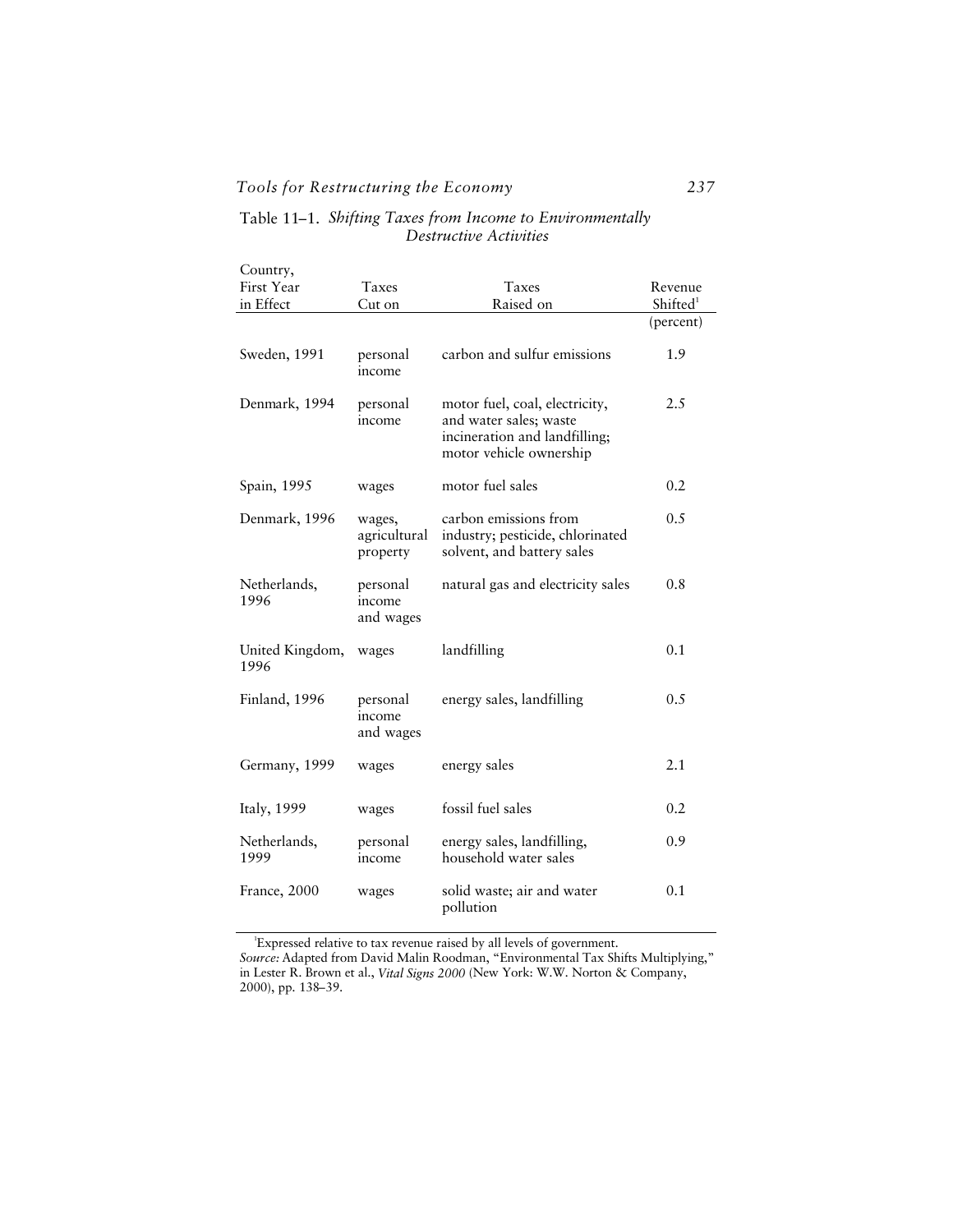Table 11–1. *Shifting Taxes from Income to Environmentally Destructive Activities*

| Country, First Year in Effect | Taxes Cut on | Taxes Raised on | Revenue Shifted[1] (percent) |
|---|---|---|---|
| Sweden, 1991 | personal income | carbon and sulfur emissions | 1.9 |
| Denmark, 1994 | personal income | motor fuel, coal, electricity, and water sales; waste incineration and landfilling; motor vehicle ownership | 2.5 |
| Spain, 1995 | wages | motor fuel sales | 0.2 |
| Denmark, 1996 | wages, agricultural property | carbon emissions from industry; pesticide, chlorinated solvent, and battery sales | 0.5 |
| Netherlands, 1996 | personal income and wages | natural gas and electricity sales | 0.8 |
| United Kingdom, 1996 | wages | landfilling | 0.1 |
| Finland, 1996 | personal income and wages | energy sales, landfilling | 0.5 |
| Germany, 1999 | wages | energy sales | 2.1 |
| Italy, 1999 | wages | fossil fuel sales | 0.2 |
| Netherlands, 1999 | personal income | energy sales, landfilling, household water sales | 0.9 |
| France, 2000 | wages | solid waste; air and water pollution | 0.1 |

[1]Expressed relative to tax revenue raised by all levels of government.

*Source:* Adapted from David Malin Roodman, "Environmental Tax Shifts Multiplying," in Lester R. Brown et al., *Vital Signs 2000* (New York: W.W. Norton & Company, 2000), pp. 138–39.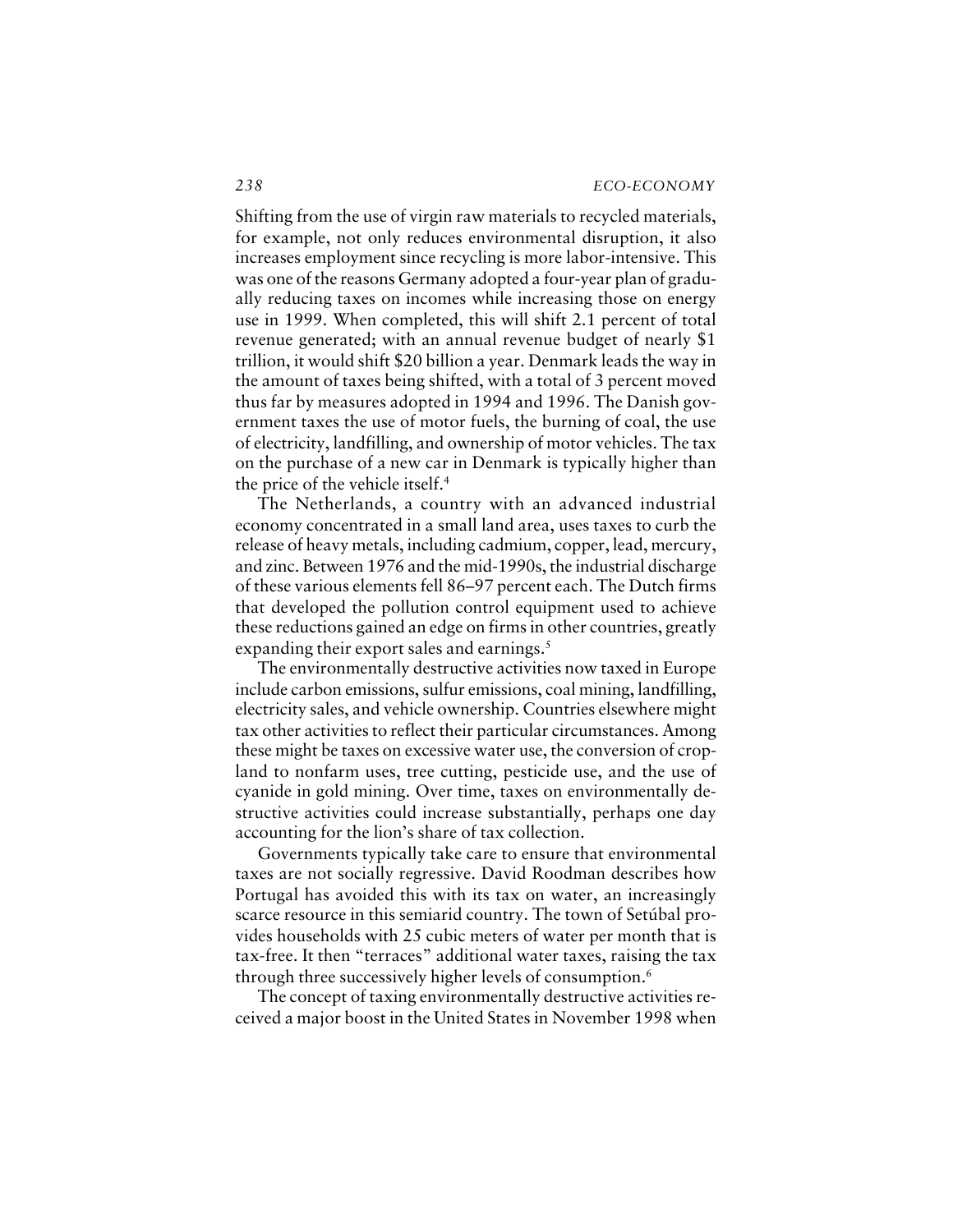Shifting from the use of virgin raw materials to recycled materials, for example, not only reduces environmental disruption, it also increases employment since recycling is more labor-intensive. This was one of the reasons Germany adopted a four-year plan of gradually reducing taxes on incomes while increasing those on energy use in 1999. When completed, this will shift 2.1 percent of total revenue generated; with an annual revenue budget of nearly $1 trillion, it would shift $20 billion a year. Denmark leads the way in the amount of taxes being shifted, with a total of 3 percent moved thus far by measures adopted in 1994 and 1996. The Danish government taxes the use of motor fuels, the burning of coal, the use of electricity, landfilling, and ownership of motor vehicles. The tax on the purchase of a new car in Denmark is typically higher than the price of the vehicle itself.[4]

The Netherlands, a country with an advanced industrial economy concentrated in a small land area, uses taxes to curb the release of heavy metals, including cadmium, copper, lead, mercury, and zinc. Between 1976 and the mid-1990s, the industrial discharge of these various elements fell 86–97 percent each. The Dutch firms that developed the pollution control equipment used to achieve these reductions gained an edge on firms in other countries, greatly expanding their export sales and earnings.[5]

The environmentally destructive activities now taxed in Europe include carbon emissions, sulfur emissions, coal mining, landfilling, electricity sales, and vehicle ownership. Countries elsewhere might tax other activities to reflect their particular circumstances. Among these might be taxes on excessive water use, the conversion of cropland to nonfarm uses, tree cutting, pesticide use, and the use of cyanide in gold mining. Over time, taxes on environmentally destructive activities could increase substantially, perhaps one day accounting for the lion's share of tax collection.

Governments typically take care to ensure that environmental taxes are not socially regressive. David Roodman describes how Portugal has avoided this with its tax on water, an increasingly scarce resource in this semiarid country. The town of Setúbal provides households with 25 cubic meters of water per month that is tax-free. It then "terraces" additional water taxes, raising the tax through three successively higher levels of consumption.[6]

The concept of taxing environmentally destructive activities received a major boost in the United States in November 1998 when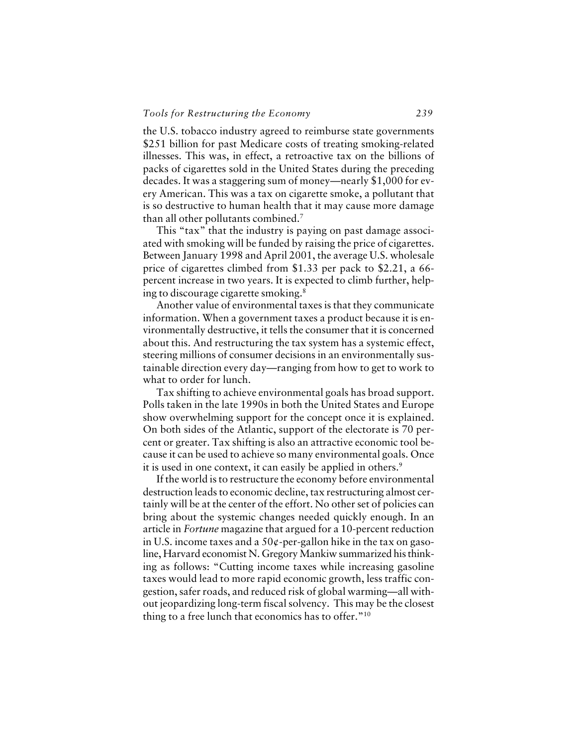the U.S. tobacco industry agreed to reimburse state governments $251 billion for past Medicare costs of treating smoking-related illnesses. This was, in effect, a retroactive tax on the billions of packs of cigarettes sold in the United States during the preceding decades. It was a staggering sum of money—nearly $1,000 for every American. This was a tax on cigarette smoke, a pollutant that is so destructive to human health that it may cause more damage than all other pollutants combined.[7]

This "tax" that the industry is paying on past damage associated with smoking will be funded by raising the price of cigarettes. Between January 1998 and April 2001, the average U.S. wholesale price of cigarettes climbed from $1.33 per pack to $2.21, a 66-percent increase in two years. It is expected to climb further, helping to discourage cigarette smoking.[8]

Another value of environmental taxes is that they communicate information. When a government taxes a product because it is environmentally destructive, it tells the consumer that it is concerned about this. And restructuring the tax system has a systemic effect, steering millions of consumer decisions in an environmentally sustainable direction every day—ranging from how to get to work to what to order for lunch.

Tax shifting to achieve environmental goals has broad support. Polls taken in the late 1990s in both the United States and Europe show overwhelming support for the concept once it is explained. On both sides of the Atlantic, support of the electorate is 70 percent or greater. Tax shifting is also an attractive economic tool because it can be used to achieve so many environmental goals. Once it is used in one context, it can easily be applied in others.[9]

If the world is to restructure the economy before environmental destruction leads to economic decline, tax restructuring almost certainly will be at the center of the effort. No other set of policies can bring about the systemic changes needed quickly enough. In an article in *Fortune* magazine that argued for a 10-percent reduction in U.S. income taxes and a 50¢-per-gallon hike in the tax on gasoline, Harvard economist N. Gregory Mankiw summarized his thinking as follows: "Cutting income taxes while increasing gasoline taxes would lead to more rapid economic growth, less traffic congestion, safer roads, and reduced risk of global warming—all without jeopardizing long-term fiscal solvency. This may be the closest thing to a free lunch that economics has to offer."[10]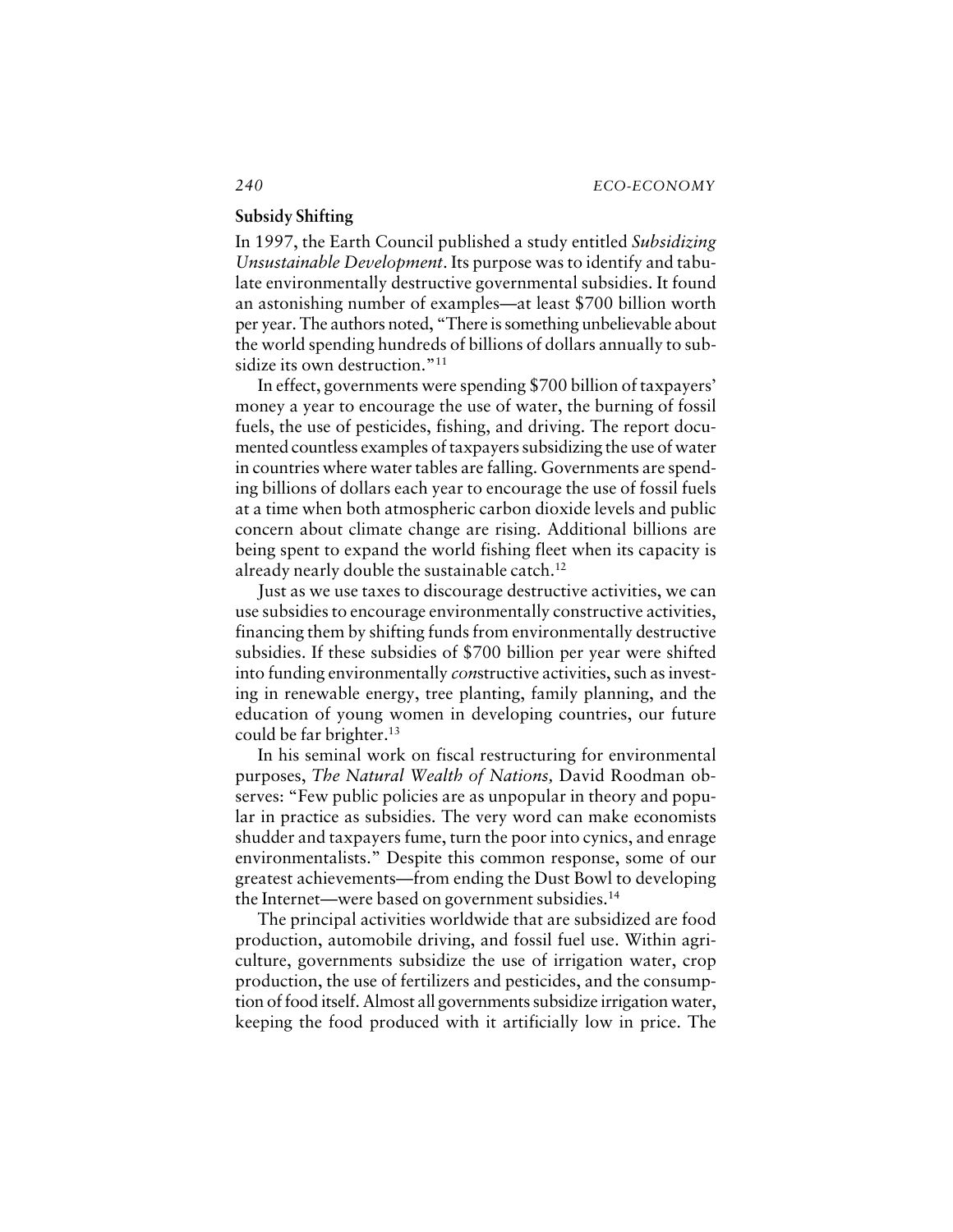## Subsidy Shifting

In 1997, the Earth Council published a study entitled *Subsidizing Unsustainable Development*. Its purpose was to identify and tabulate environmentally destructive governmental subsidies. It found an astonishing number of examples—at least $700 billion worth per year. The authors noted, "There is something unbelievable about the world spending hundreds of billions of dollars annually to subsidize its own destruction."[11]

In effect, governments were spending $700 billion of taxpayers' money a year to encourage the use of water, the burning of fossil fuels, the use of pesticides, fishing, and driving. The report documented countless examples of taxpayers subsidizing the use of water in countries where water tables are falling. Governments are spending billions of dollars each year to encourage the use of fossil fuels at a time when both atmospheric carbon dioxide levels and public concern about climate change are rising. Additional billions are being spent to expand the world fishing fleet when its capacity is already nearly double the sustainable catch.[12]

Just as we use taxes to discourage destructive activities, we can use subsidies to encourage environmentally constructive activities, financing them by shifting funds from environmentally destructive subsidies. If these subsidies of $700 billion per year were shifted into funding environmentally *con*structive activities, such as investing in renewable energy, tree planting, family planning, and the education of young women in developing countries, our future could be far brighter.[13]

In his seminal work on fiscal restructuring for environmental purposes, *The Natural Wealth of Nations,* David Roodman observes: "Few public policies are as unpopular in theory and popular in practice as subsidies. The very word can make economists shudder and taxpayers fume, turn the poor into cynics, and enrage environmentalists." Despite this common response, some of our greatest achievements—from ending the Dust Bowl to developing the Internet—were based on government subsidies.[14]

The principal activities worldwide that are subsidized are food production, automobile driving, and fossil fuel use. Within agriculture, governments subsidize the use of irrigation water, crop production, the use of fertilizers and pesticides, and the consumption of food itself. Almost all governments subsidize irrigation water, keeping the food produced with it artificially low in price. The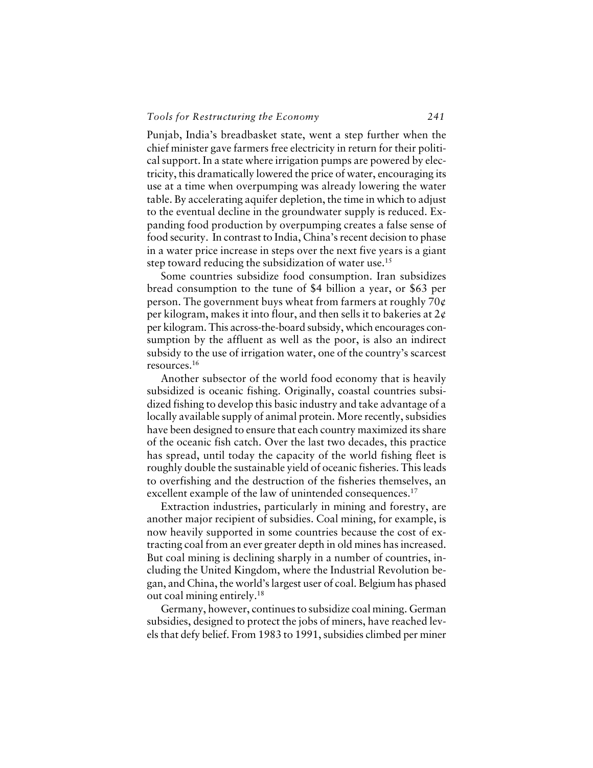Punjab, India's breadbasket state, went a step further when the chief minister gave farmers free electricity in return for their political support. In a state where irrigation pumps are powered by electricity, this dramatically lowered the price of water, encouraging its use at a time when overpumping was already lowering the water table. By accelerating aquifer depletion, the time in which to adjust to the eventual decline in the groundwater supply is reduced. Expanding food production by overpumping creates a false sense of food security. In contrast to India, China's recent decision to phase in a water price increase in steps over the next five years is a giant step toward reducing the subsidization of water use.[15]

Some countries subsidize food consumption. Iran subsidizes bread consumption to the tune of $4 billion a year, or $63 per person. The government buys wheat from farmers at roughly 70¢ per kilogram, makes it into flour, and then sells it to bakeries at 2¢ per kilogram. This across-the-board subsidy, which encourages consumption by the affluent as well as the poor, is also an indirect subsidy to the use of irrigation water, one of the country's scarcest resources.[16]

Another subsector of the world food economy that is heavily subsidized is oceanic fishing. Originally, coastal countries subsidized fishing to develop this basic industry and take advantage of a locally available supply of animal protein. More recently, subsidies have been designed to ensure that each country maximized its share of the oceanic fish catch. Over the last two decades, this practice has spread, until today the capacity of the world fishing fleet is roughly double the sustainable yield of oceanic fisheries. This leads to overfishing and the destruction of the fisheries themselves, an excellent example of the law of unintended consequences.[17]

Extraction industries, particularly in mining and forestry, are another major recipient of subsidies. Coal mining, for example, is now heavily supported in some countries because the cost of extracting coal from an ever greater depth in old mines has increased. But coal mining is declining sharply in a number of countries, including the United Kingdom, where the Industrial Revolution began, and China, the world's largest user of coal. Belgium has phased out coal mining entirely.[18]

Germany, however, continues to subsidize coal mining. German subsidies, designed to protect the jobs of miners, have reached levels that defy belief. From 1983 to 1991, subsidies climbed per miner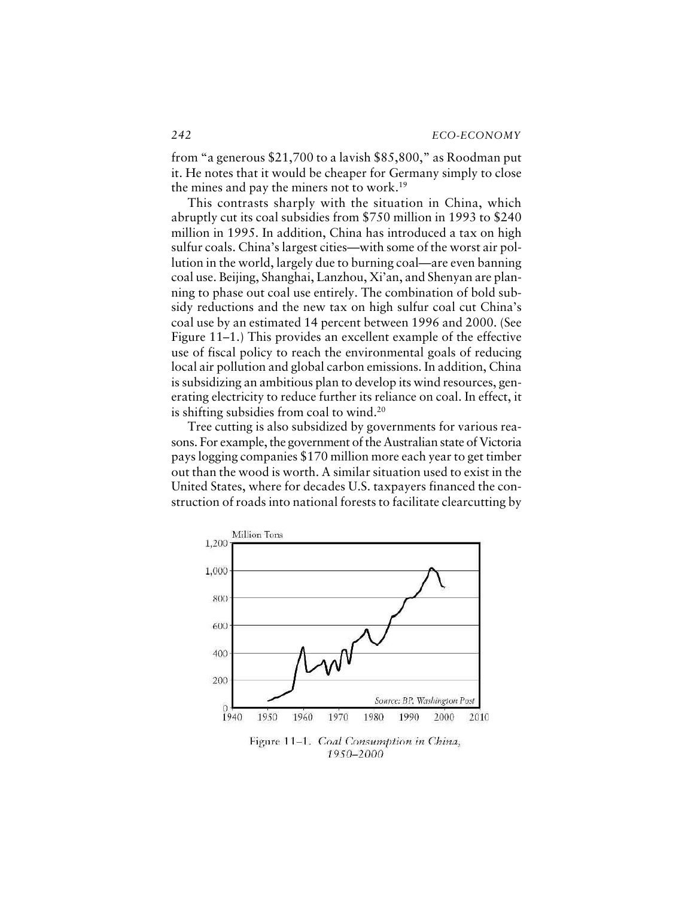from "a generous $21,700 to a lavish $85,800," as Roodman put it. He notes that it would be cheaper for Germany simply to close the mines and pay the miners not to work.[19]

This contrasts sharply with the situation in China, which abruptly cut its coal subsidies from $750 million in 1993 to $240 million in 1995. In addition, China has introduced a tax on high sulfur coals. China's largest cities—with some of the worst air pollution in the world, largely due to burning coal—are even banning coal use. Beijing, Shanghai, Lanzhou, Xi'an, and Shenyan are planning to phase out coal use entirely. The combination of bold subsidy reductions and the new tax on high sulfur coal cut China's coal use by an estimated 14 percent between 1996 and 2000. (See Figure 11–1.) This provides an excellent example of the effective use of fiscal policy to reach the environmental goals of reducing local air pollution and global carbon emissions. In addition, China is subsidizing an ambitious plan to develop its wind resources, generating electricity to reduce further its reliance on coal. In effect, it is shifting subsidies from coal to wind.[20]

Tree cutting is also subsidized by governments for various reasons. For example, the government of the Australian state of Victoria pays logging companies $170 million more each year to get timber out than the wood is worth. A similar situation used to exist in the United States, where for decades U.S. taxpayers financed the construction of roads into national forests to facilitate clearcutting by

Figure 11–1. *Coal Consumption in China, 1950–2000*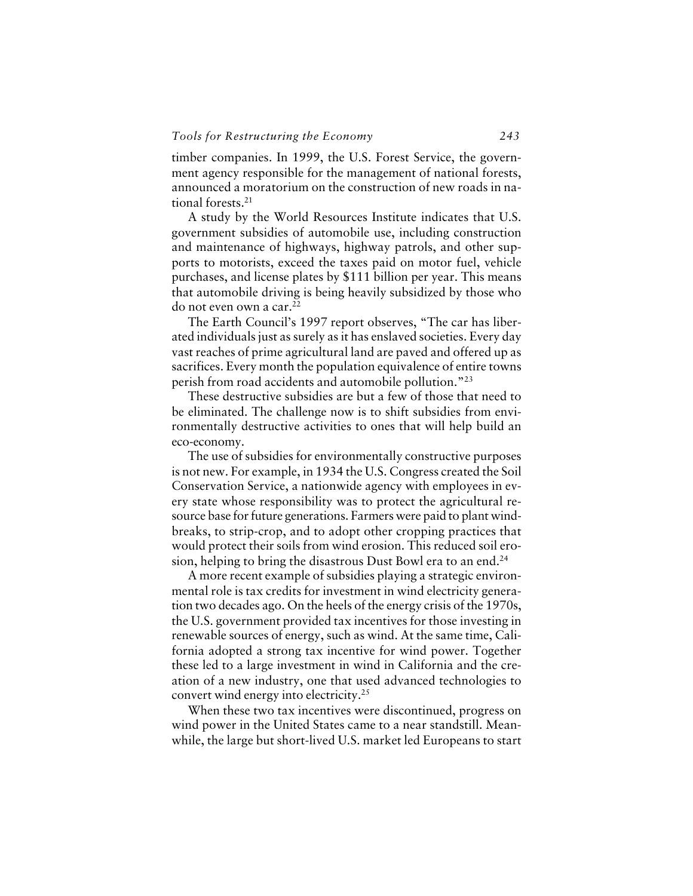timber companies. In 1999, the U.S. Forest Service, the government agency responsible for the management of national forests, announced a moratorium on the construction of new roads in national forests.[21]

A study by the World Resources Institute indicates that U.S. government subsidies of automobile use, including construction and maintenance of highways, highway patrols, and other supports to motorists, exceed the taxes paid on motor fuel, vehicle purchases, and license plates by $111 billion per year. This means that automobile driving is being heavily subsidized by those who do not even own a car.[22]

The Earth Council's 1997 report observes, "The car has liberated individuals just as surely as it has enslaved societies. Every day vast reaches of prime agricultural land are paved and offered up as sacrifices. Every month the population equivalence of entire towns perish from road accidents and automobile pollution."[23]

These destructive subsidies are but a few of those that need to be eliminated. The challenge now is to shift subsidies from environmentally destructive activities to ones that will help build an eco-economy.

The use of subsidies for environmentally constructive purposes is not new. For example, in 1934 the U.S. Congress created the Soil Conservation Service, a nationwide agency with employees in every state whose responsibility was to protect the agricultural resource base for future generations. Farmers were paid to plant windbreaks, to strip-crop, and to adopt other cropping practices that would protect their soils from wind erosion. This reduced soil erosion, helping to bring the disastrous Dust Bowl era to an end.[24]

A more recent example of subsidies playing a strategic environmental role is tax credits for investment in wind electricity generation two decades ago. On the heels of the energy crisis of the 1970s, the U.S. government provided tax incentives for those investing in renewable sources of energy, such as wind. At the same time, California adopted a strong tax incentive for wind power. Together these led to a large investment in wind in California and the creation of a new industry, one that used advanced technologies to convert wind energy into electricity.[25]

When these two tax incentives were discontinued, progress on wind power in the United States came to a near standstill. Meanwhile, the large but short-lived U.S. market led Europeans to start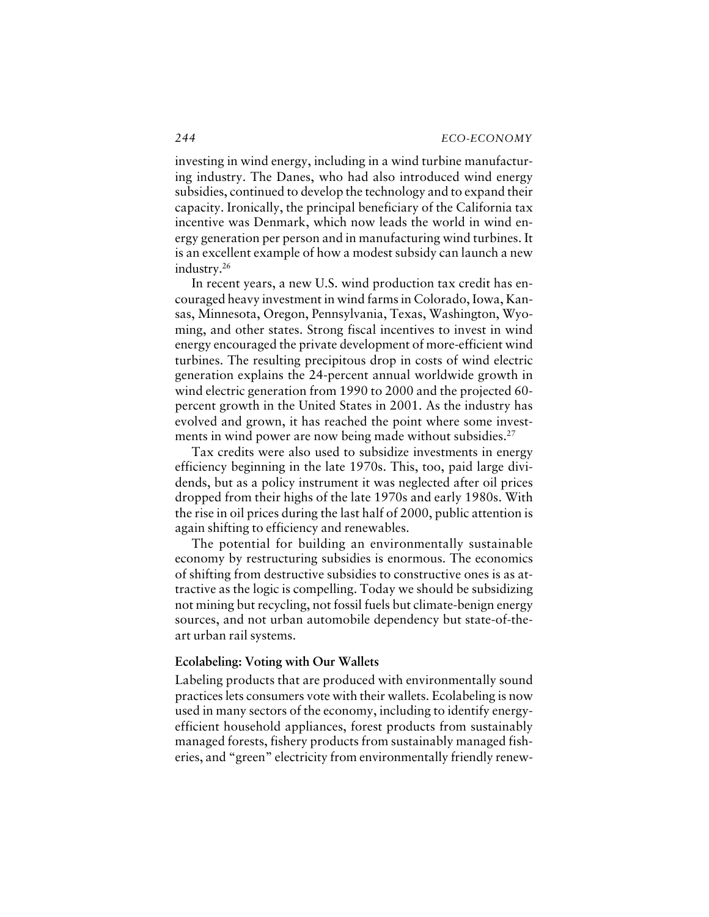investing in wind energy, including in a wind turbine manufacturing industry. The Danes, who had also introduced wind energy subsidies, continued to develop the technology and to expand their capacity. Ironically, the principal beneficiary of the California tax incentive was Denmark, which now leads the world in wind energy generation per person and in manufacturing wind turbines. It is an excellent example of how a modest subsidy can launch a new industry.[26]

In recent years, a new U.S. wind production tax credit has encouraged heavy investment in wind farms in Colorado, Iowa, Kansas, Minnesota, Oregon, Pennsylvania, Texas, Washington, Wyoming, and other states. Strong fiscal incentives to invest in wind energy encouraged the private development of more-efficient wind turbines. The resulting precipitous drop in costs of wind electric generation explains the 24-percent annual worldwide growth in wind electric generation from 1990 to 2000 and the projected 60-percent growth in the United States in 2001. As the industry has evolved and grown, it has reached the point where some investments in wind power are now being made without subsidies.[27]

Tax credits were also used to subsidize investments in energy efficiency beginning in the late 1970s. This, too, paid large dividends, but as a policy instrument it was neglected after oil prices dropped from their highs of the late 1970s and early 1980s. With the rise in oil prices during the last half of 2000, public attention is again shifting to efficiency and renewables.

The potential for building an environmentally sustainable economy by restructuring subsidies is enormous. The economics of shifting from destructive subsidies to constructive ones is as attractive as the logic is compelling. Today we should be subsidizing not mining but recycling, not fossil fuels but climate-benign energy sources, and not urban automobile dependency but state-of-the-art urban rail systems.

### Ecolabeling: Voting with Our Wallets

Labeling products that are produced with environmentally sound practices lets consumers vote with their wallets. Ecolabeling is now used in many sectors of the economy, including to identify energy-efficient household appliances, forest products from sustainably managed forests, fishery products from sustainably managed fisheries, and "green" electricity from environmentally friendly renew-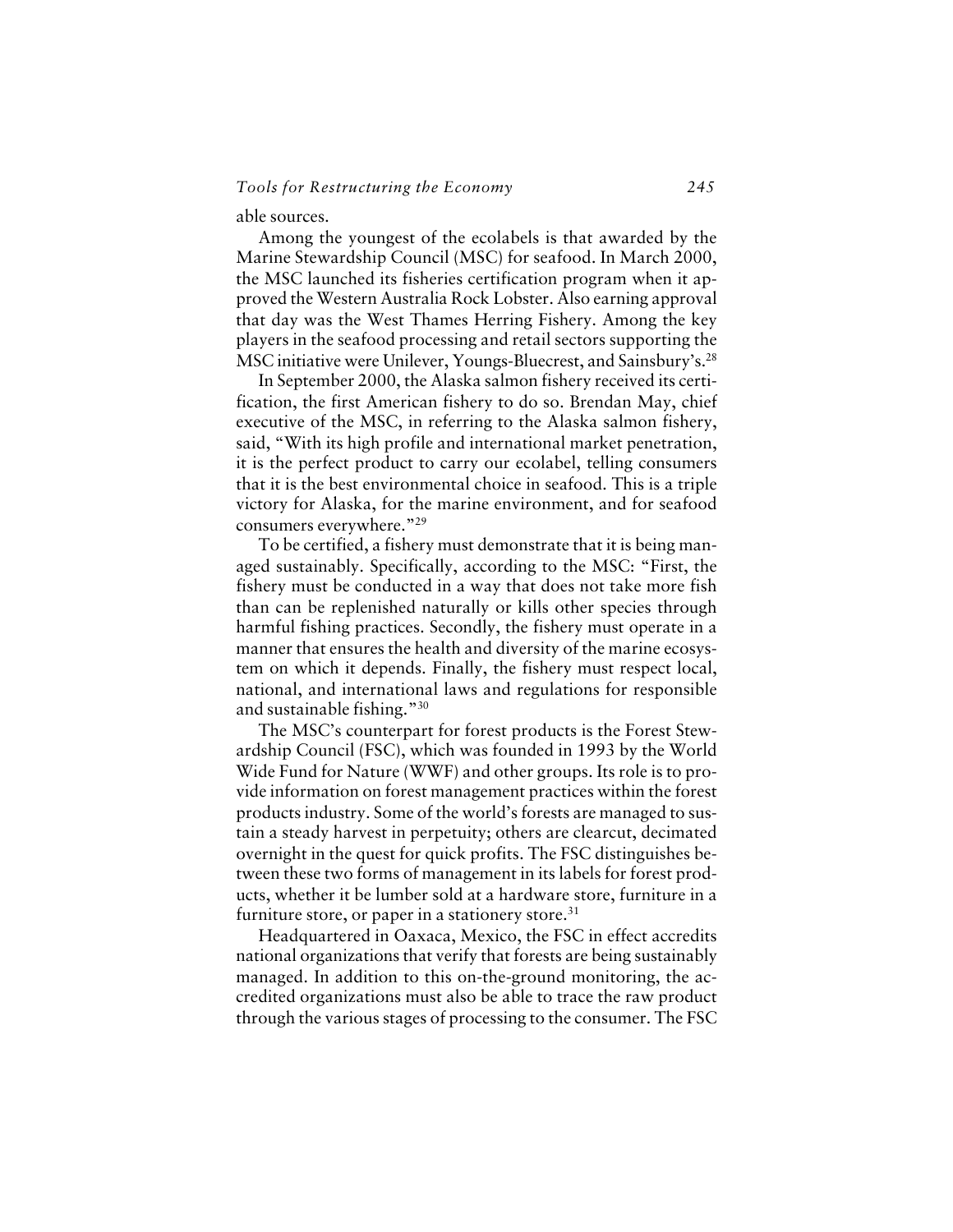able sources.

Among the youngest of the ecolabels is that awarded by the Marine Stewardship Council (MSC) for seafood. In March 2000, the MSC launched its fisheries certification program when it approved the Western Australia Rock Lobster. Also earning approval that day was the West Thames Herring Fishery. Among the key players in the seafood processing and retail sectors supporting the MSC initiative were Unilever, Youngs-Bluecrest, and Sainsbury's.[28]

In September 2000, the Alaska salmon fishery received its certification, the first American fishery to do so. Brendan May, chief executive of the MSC, in referring to the Alaska salmon fishery, said, "With its high profile and international market penetration, it is the perfect product to carry our ecolabel, telling consumers that it is the best environmental choice in seafood. This is a triple victory for Alaska, for the marine environment, and for seafood consumers everywhere."[29]

To be certified, a fishery must demonstrate that it is being managed sustainably. Specifically, according to the MSC: "First, the fishery must be conducted in a way that does not take more fish than can be replenished naturally or kills other species through harmful fishing practices. Secondly, the fishery must operate in a manner that ensures the health and diversity of the marine ecosystem on which it depends. Finally, the fishery must respect local, national, and international laws and regulations for responsible and sustainable fishing."[30]

The MSC's counterpart for forest products is the Forest Stewardship Council (FSC), which was founded in 1993 by the World Wide Fund for Nature (WWF) and other groups. Its role is to provide information on forest management practices within the forest products industry. Some of the world's forests are managed to sustain a steady harvest in perpetuity; others are clearcut, decimated overnight in the quest for quick profits. The FSC distinguishes between these two forms of management in its labels for forest products, whether it be lumber sold at a hardware store, furniture in a furniture store, or paper in a stationery store.[31]

Headquartered in Oaxaca, Mexico, the FSC in effect accredits national organizations that verify that forests are being sustainably managed. In addition to this on-the-ground monitoring, the accredited organizations must also be able to trace the raw product through the various stages of processing to the consumer. The FSC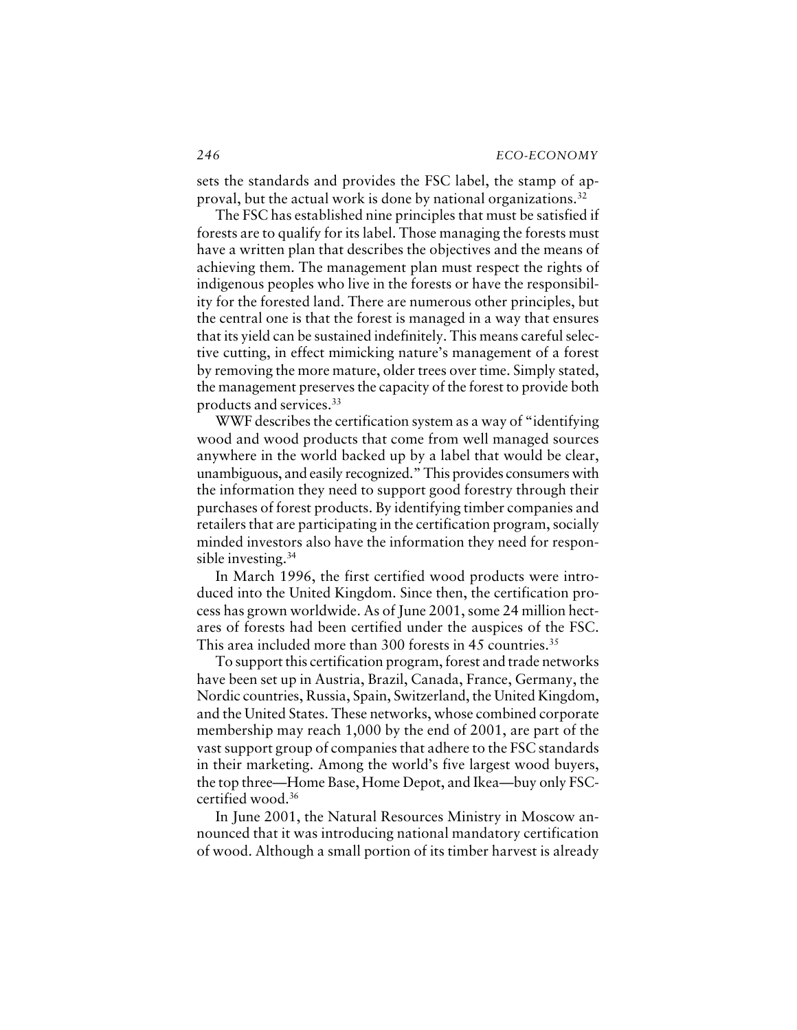sets the standards and provides the FSC label, the stamp of approval, but the actual work is done by national organizations.[32]

The FSC has established nine principles that must be satisfied if forests are to qualify for its label. Those managing the forests must have a written plan that describes the objectives and the means of achieving them. The management plan must respect the rights of indigenous peoples who live in the forests or have the responsibility for the forested land. There are numerous other principles, but the central one is that the forest is managed in a way that ensures that its yield can be sustained indefinitely. This means careful selective cutting, in effect mimicking nature's management of a forest by removing the more mature, older trees over time. Simply stated, the management preserves the capacity of the forest to provide both products and services.[33]

WWF describes the certification system as a way of "identifying wood and wood products that come from well managed sources anywhere in the world backed up by a label that would be clear, unambiguous, and easily recognized." This provides consumers with the information they need to support good forestry through their purchases of forest products. By identifying timber companies and retailers that are participating in the certification program, socially minded investors also have the information they need for responsible investing.[34]

In March 1996, the first certified wood products were introduced into the United Kingdom. Since then, the certification process has grown worldwide. As of June 2001, some 24 million hectares of forests had been certified under the auspices of the FSC. This area included more than 300 forests in 45 countries.[35]

To support this certification program, forest and trade networks have been set up in Austria, Brazil, Canada, France, Germany, the Nordic countries, Russia, Spain, Switzerland, the United Kingdom, and the United States. These networks, whose combined corporate membership may reach 1,000 by the end of 2001, are part of the vast support group of companies that adhere to the FSC standards in their marketing. Among the world's five largest wood buyers, the top three—Home Base, Home Depot, and Ikea—buy only FSC-certified wood.[36]

In June 2001, the Natural Resources Ministry in Moscow announced that it was introducing national mandatory certification of wood. Although a small portion of its timber harvest is already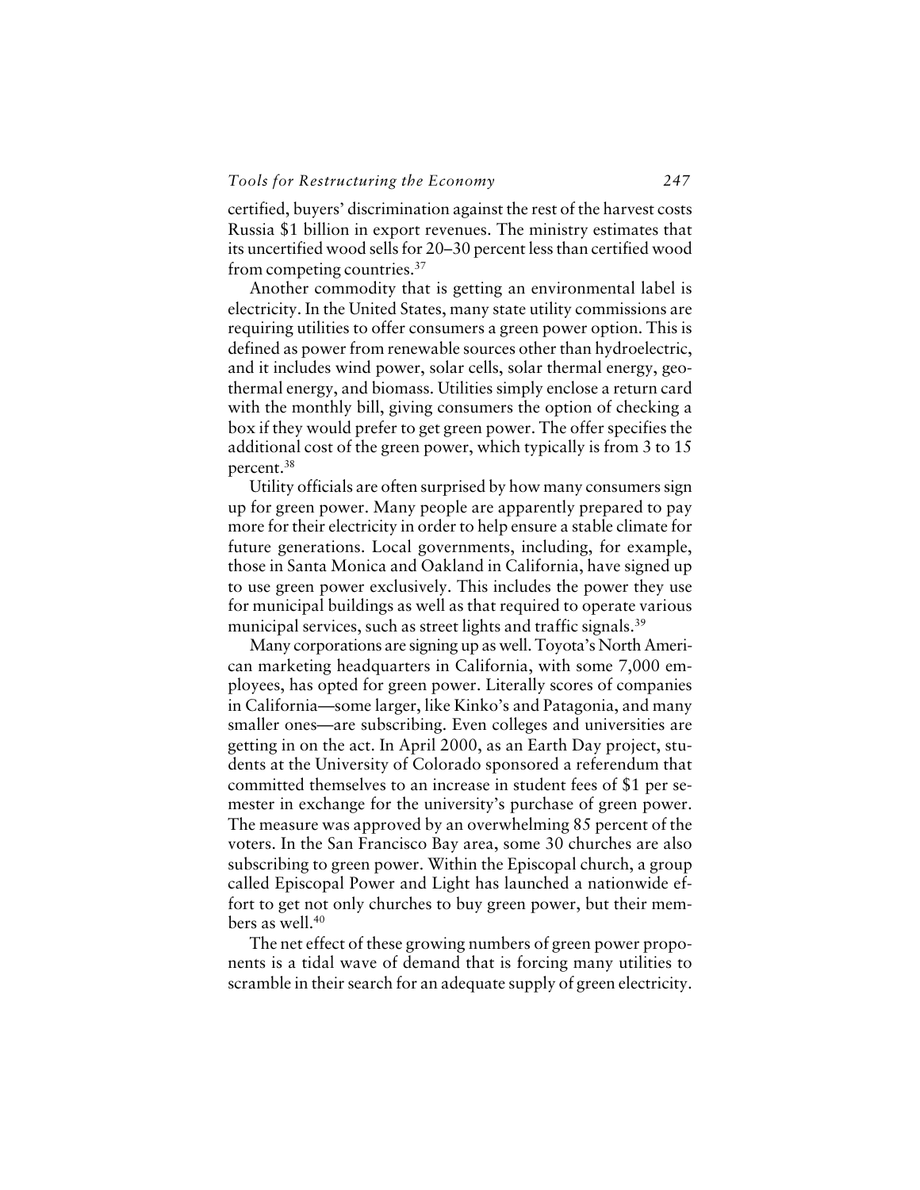certified, buyers' discrimination against the rest of the harvest costs Russia $1 billion in export revenues. The ministry estimates that its uncertified wood sells for 20–30 percent less than certified wood from competing countries.[37]

Another commodity that is getting an environmental label is electricity. In the United States, many state utility commissions are requiring utilities to offer consumers a green power option. This is defined as power from renewable sources other than hydroelectric, and it includes wind power, solar cells, solar thermal energy, geothermal energy, and biomass. Utilities simply enclose a return card with the monthly bill, giving consumers the option of checking a box if they would prefer to get green power. The offer specifies the additional cost of the green power, which typically is from 3 to 15 percent.[38]

Utility officials are often surprised by how many consumers sign up for green power. Many people are apparently prepared to pay more for their electricity in order to help ensure a stable climate for future generations. Local governments, including, for example, those in Santa Monica and Oakland in California, have signed up to use green power exclusively. This includes the power they use for municipal buildings as well as that required to operate various municipal services, such as street lights and traffic signals.[39]

Many corporations are signing up as well. Toyota's North American marketing headquarters in California, with some 7,000 employees, has opted for green power. Literally scores of companies in California—some larger, like Kinko's and Patagonia, and many smaller ones—are subscribing. Even colleges and universities are getting in on the act. In April 2000, as an Earth Day project, students at the University of Colorado sponsored a referendum that committed themselves to an increase in student fees of $1 per semester in exchange for the university's purchase of green power. The measure was approved by an overwhelming 85 percent of the voters. In the San Francisco Bay area, some 30 churches are also subscribing to green power. Within the Episcopal church, a group called Episcopal Power and Light has launched a nationwide effort to get not only churches to buy green power, but their members as well.[40]

The net effect of these growing numbers of green power proponents is a tidal wave of demand that is forcing many utilities to scramble in their search for an adequate supply of green electricity.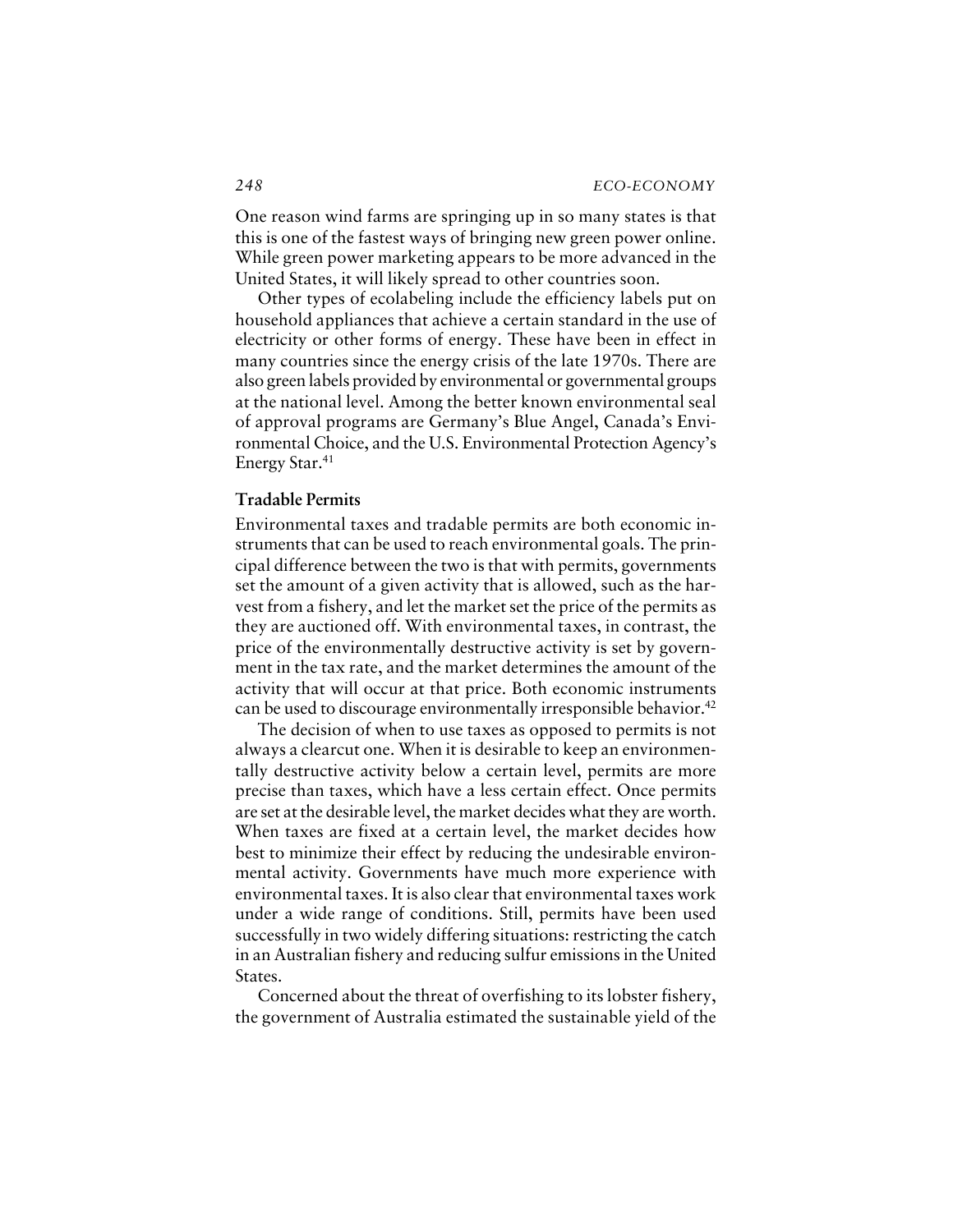One reason wind farms are springing up in so many states is that this is one of the fastest ways of bringing new green power online. While green power marketing appears to be more advanced in the United States, it will likely spread to other countries soon.

Other types of ecolabeling include the efficiency labels put on household appliances that achieve a certain standard in the use of electricity or other forms of energy. These have been in effect in many countries since the energy crisis of the late 1970s. There are also green labels provided by environmental or governmental groups at the national level. Among the better known environmental seal of approval programs are Germany's Blue Angel, Canada's Environmental Choice, and the U.S. Environmental Protection Agency's Energy Star.[41]

### Tradable Permits

Environmental taxes and tradable permits are both economic instruments that can be used to reach environmental goals. The principal difference between the two is that with permits, governments set the amount of a given activity that is allowed, such as the harvest from a fishery, and let the market set the price of the permits as they are auctioned off. With environmental taxes, in contrast, the price of the environmentally destructive activity is set by government in the tax rate, and the market determines the amount of the activity that will occur at that price. Both economic instruments can be used to discourage environmentally irresponsible behavior.[42]

The decision of when to use taxes as opposed to permits is not always a clearcut one. When it is desirable to keep an environmentally destructive activity below a certain level, permits are more precise than taxes, which have a less certain effect. Once permits are set at the desirable level, the market decides what they are worth. When taxes are fixed at a certain level, the market decides how best to minimize their effect by reducing the undesirable environmental activity. Governments have much more experience with environmental taxes. It is also clear that environmental taxes work under a wide range of conditions. Still, permits have been used successfully in two widely differing situations: restricting the catch in an Australian fishery and reducing sulfur emissions in the United States.

Concerned about the threat of overfishing to its lobster fishery, the government of Australia estimated the sustainable yield of the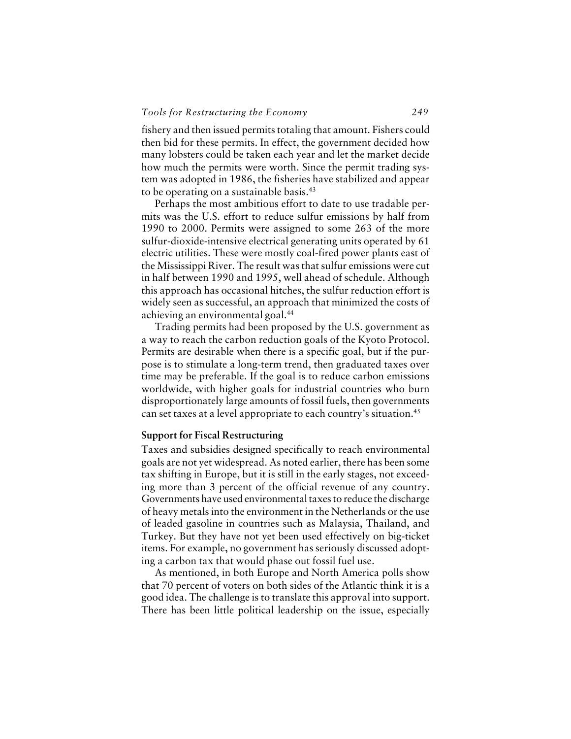fishery and then issued permits totaling that amount. Fishers could then bid for these permits. In effect, the government decided how many lobsters could be taken each year and let the market decide how much the permits were worth. Since the permit trading system was adopted in 1986, the fisheries have stabilized and appear to be operating on a sustainable basis.[43]

Perhaps the most ambitious effort to date to use tradable permits was the U.S. effort to reduce sulfur emissions by half from 1990 to 2000. Permits were assigned to some 263 of the more sulfur-dioxide-intensive electrical generating units operated by 61 electric utilities. These were mostly coal-fired power plants east of the Mississippi River. The result was that sulfur emissions were cut in half between 1990 and 1995, well ahead of schedule. Although this approach has occasional hitches, the sulfur reduction effort is widely seen as successful, an approach that minimized the costs of achieving an environmental goal.[44]

Trading permits had been proposed by the U.S. government as a way to reach the carbon reduction goals of the Kyoto Protocol. Permits are desirable when there is a specific goal, but if the purpose is to stimulate a long-term trend, then graduated taxes over time may be preferable. If the goal is to reduce carbon emissions worldwide, with higher goals for industrial countries who burn disproportionately large amounts of fossil fuels, then governments can set taxes at a level appropriate to each country's situation.[45]

## Support for Fiscal Restructuring

Taxes and subsidies designed specifically to reach environmental goals are not yet widespread. As noted earlier, there has been some tax shifting in Europe, but it is still in the early stages, not exceeding more than 3 percent of the official revenue of any country. Governments have used environmental taxes to reduce the discharge of heavy metals into the environment in the Netherlands or the use of leaded gasoline in countries such as Malaysia, Thailand, and Turkey. But they have not yet been used effectively on big-ticket items. For example, no government has seriously discussed adopting a carbon tax that would phase out fossil fuel use.

As mentioned, in both Europe and North America polls show that 70 percent of voters on both sides of the Atlantic think it is a good idea. The challenge is to translate this approval into support. There has been little political leadership on the issue, especially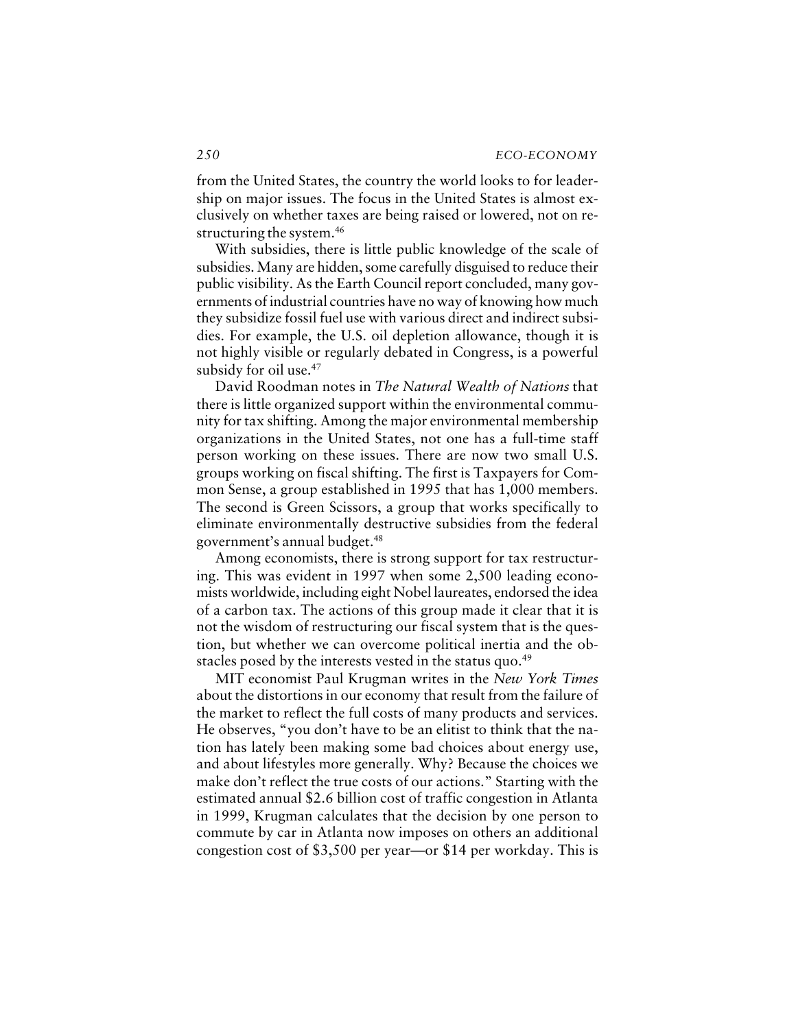from the United States, the country the world looks to for leadership on major issues. The focus in the United States is almost exclusively on whether taxes are being raised or lowered, not on restructuring the system.[46]

With subsidies, there is little public knowledge of the scale of subsidies. Many are hidden, some carefully disguised to reduce their public visibility. As the Earth Council report concluded, many governments of industrial countries have no way of knowing how much they subsidize fossil fuel use with various direct and indirect subsidies. For example, the U.S. oil depletion allowance, though it is not highly visible or regularly debated in Congress, is a powerful subsidy for oil use.[47]

David Roodman notes in *The Natural Wealth of Nations* that there is little organized support within the environmental community for tax shifting. Among the major environmental membership organizations in the United States, not one has a full-time staff person working on these issues. There are now two small U.S. groups working on fiscal shifting. The first is Taxpayers for Common Sense, a group established in 1995 that has 1,000 members. The second is Green Scissors, a group that works specifically to eliminate environmentally destructive subsidies from the federal government's annual budget.[48]

Among economists, there is strong support for tax restructuring. This was evident in 1997 when some 2,500 leading economists worldwide, including eight Nobel laureates, endorsed the idea of a carbon tax. The actions of this group made it clear that it is not the wisdom of restructuring our fiscal system that is the question, but whether we can overcome political inertia and the obstacles posed by the interests vested in the status quo.[49]

MIT economist Paul Krugman writes in the *New York Times* about the distortions in our economy that result from the failure of the market to reflect the full costs of many products and services. He observes, "you don't have to be an elitist to think that the nation has lately been making some bad choices about energy use, and about lifestyles more generally. Why? Because the choices we make don't reflect the true costs of our actions." Starting with the estimated annual $2.6 billion cost of traffic congestion in Atlanta in 1999, Krugman calculates that the decision by one person to commute by car in Atlanta now imposes on others an additional congestion cost of $3,500 per year—or $14 per workday. This is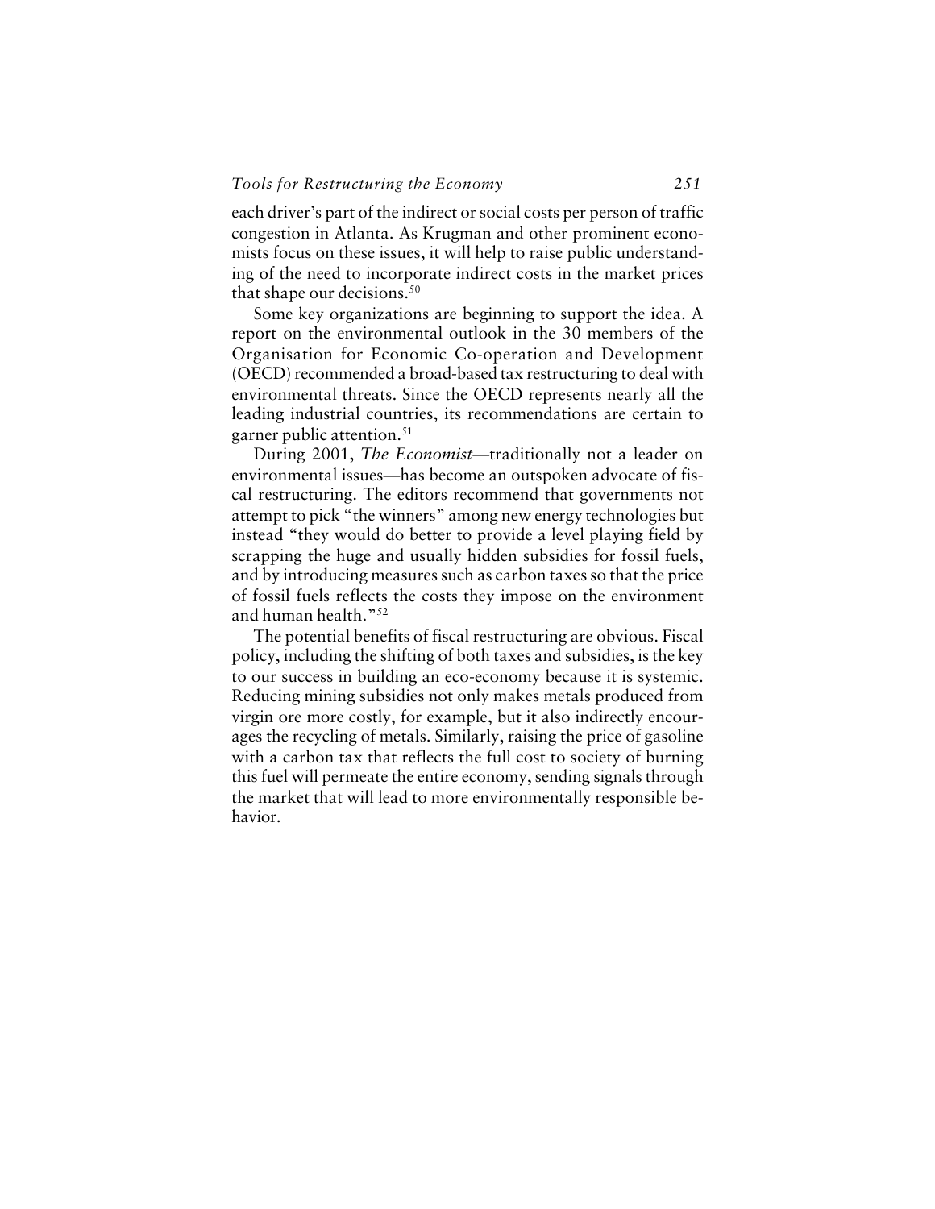each driver's part of the indirect or social costs per person of traffic congestion in Atlanta. As Krugman and other prominent economists focus on these issues, it will help to raise public understanding of the need to incorporate indirect costs in the market prices that shape our decisions.[50]

Some key organizations are beginning to support the idea. A report on the environmental outlook in the 30 members of the Organisation for Economic Co-operation and Development (OECD) recommended a broad-based tax restructuring to deal with environmental threats. Since the OECD represents nearly all the leading industrial countries, its recommendations are certain to garner public attention.[51]

During 2001, *The Economist*—traditionally not a leader on environmental issues—has become an outspoken advocate of fiscal restructuring. The editors recommend that governments not attempt to pick "the winners" among new energy technologies but instead "they would do better to provide a level playing field by scrapping the huge and usually hidden subsidies for fossil fuels, and by introducing measures such as carbon taxes so that the price of fossil fuels reflects the costs they impose on the environment and human health."[52]

The potential benefits of fiscal restructuring are obvious. Fiscal policy, including the shifting of both taxes and subsidies, is the key to our success in building an eco-economy because it is systemic. Reducing mining subsidies not only makes metals produced from virgin ore more costly, for example, but it also indirectly encourages the recycling of metals. Similarly, raising the price of gasoline with a carbon tax that reflects the full cost to society of burning this fuel will permeate the entire economy, sending signals through the market that will lead to more environmentally responsible behavior.